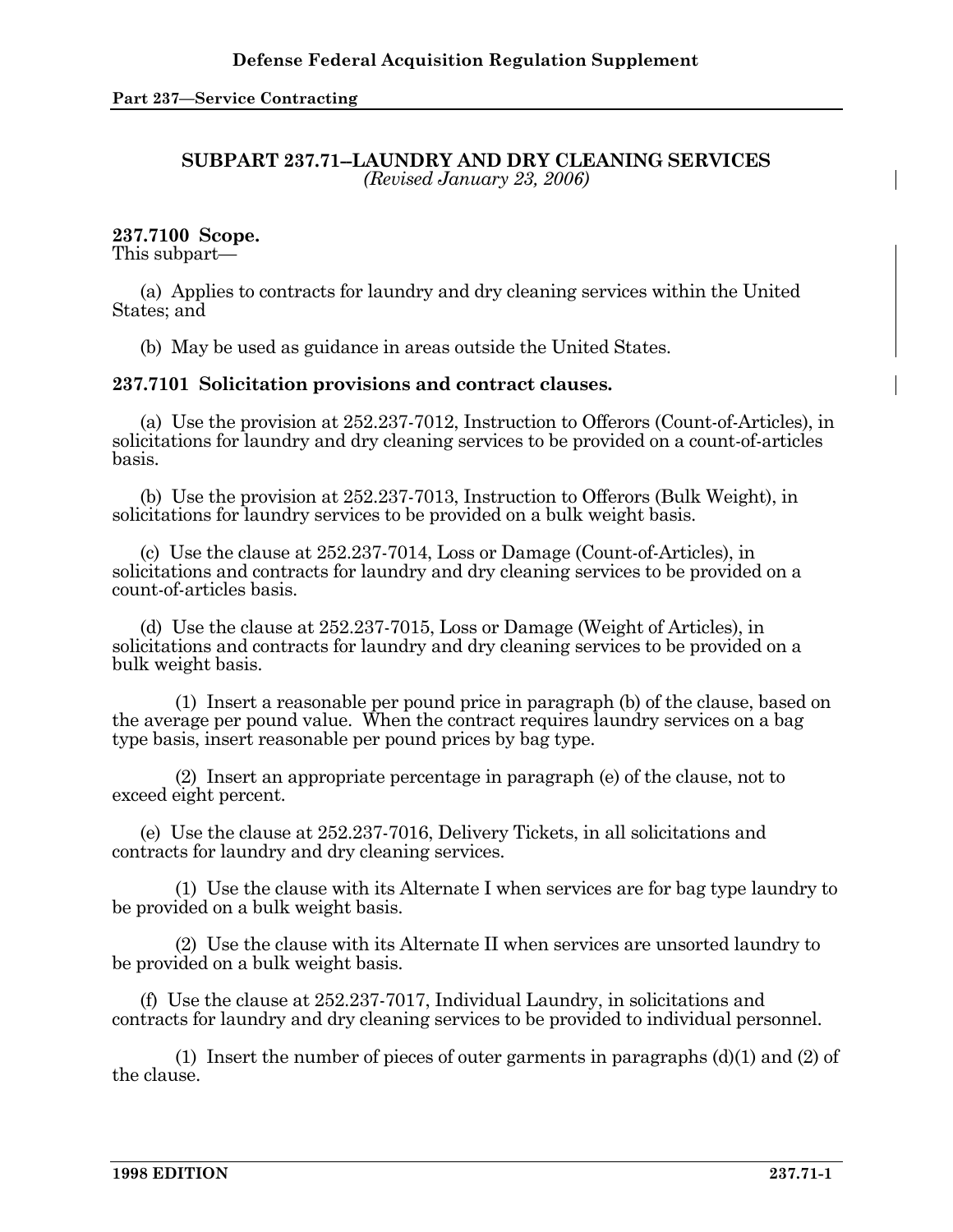## SUBPART 237.71--LAUNDRY AND DRY CLEANING SERVICES

*(Revised January 23, 2006)*

### 237.7100 Scope.

This subpart—

(a) Applies to contracts for laundry and dry cleaning services within the United States; and

(b) May be used as guidance in areas outside the United States.

### 237.7101 Solicitation provisions and contract clauses.

(a) Use the provision at 252.237-7012, Instruction to Offerors (Count-of-Articles), in solicitations for laundry and dry cleaning services to be provided on a count-of-articles basis.

(b) Use the provision at 252.237-7013, Instruction to Offerors (Bulk Weight), in solicitations for laundry services to be provided on a bulk weight basis.

(c) Use the clause at 252.237-7014, Loss or Damage (Count-of-Articles), in solicitations and contracts for laundry and dry cleaning services to be provided on a count-of-articles basis.

(d) Use the clause at 252.237-7015, Loss or Damage (Weight of Articles), in solicitations and contracts for laundry and dry cleaning services to be provided on a bulk weight basis.

(1) Insert a reasonable per pound price in paragraph (b) of the clause, based on the average per pound value. When the contract requires laundry services on a bag type basis, insert reasonable per pound prices by bag type.

(2) Insert an appropriate percentage in paragraph (e) of the clause, not to exceed eight percent.

(e) Use the clause at 252.237-7016, Delivery Tickets, in all solicitations and contracts for laundry and dry cleaning services.

(1) Use the clause with its Alternate I when services are for bag type laundry to be provided on a bulk weight basis.

(2) Use the clause with its Alternate II when services are unsorted laundry to be provided on a bulk weight basis.

(f) Use the clause at 252.237-7017, Individual Laundry, in solicitations and contracts for laundry and dry cleaning services to be provided to individual personnel.

(1) Insert the number of pieces of outer garments in paragraphs (d)(1) and (2) of the clause.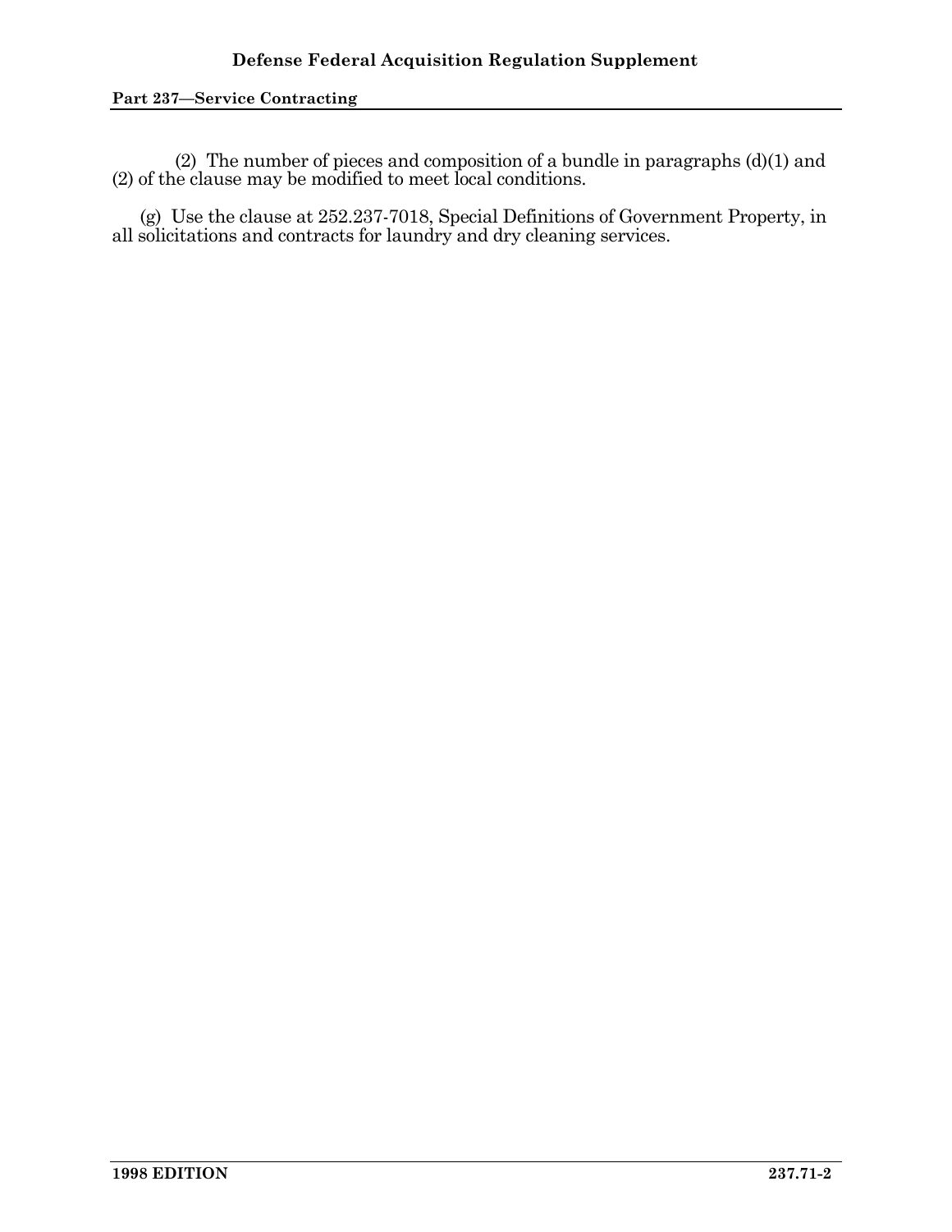(2) The number of pieces and composition of a bundle in paragraphs (d)(1) and (2) of the clause may be modified to meet local conditions.

(g) Use the clause at 252.237-7018, Special Definitions of Government Property, in all solicitations and contracts for laundry and dry cleaning services.